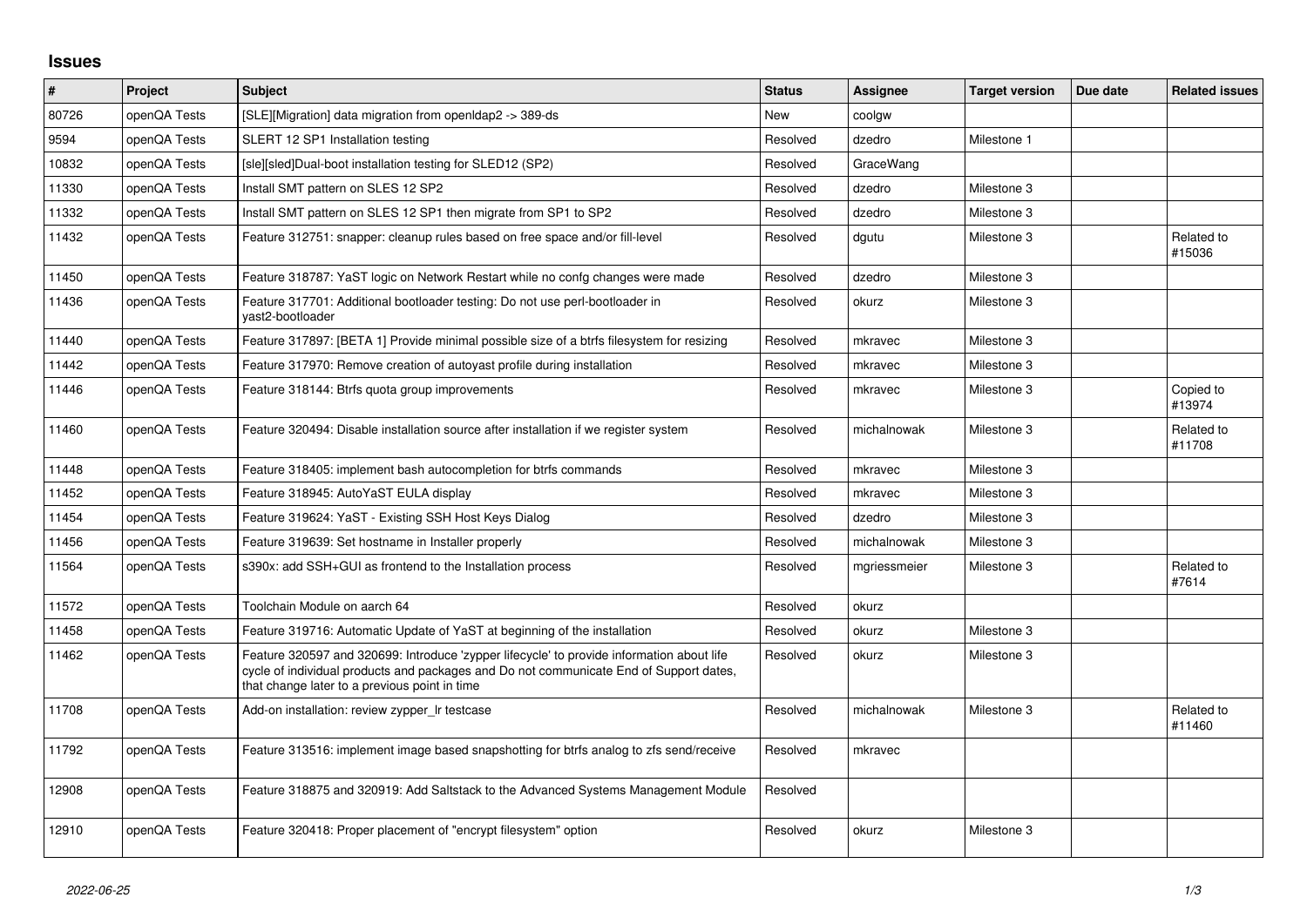# Issues

| # | Project | Subject | Status | Assignee | Target version | Due date | Related issues |
|---|---|---|---|---|---|---|---|
| 80726 | openQA Tests | [SLE][Migration] data migration from openldap2 -> 389-ds | New | coolgw | | | |
| 9594 | openQA Tests | SLERT 12 SP1 Installation testing | Resolved | dzedro | Milestone 1 | | |
| 10832 | openQA Tests | [sle][sled]Dual-boot installation testing for SLED12 (SP2) | Resolved | GraceWang | | | |
| 11330 | openQA Tests | Install SMT pattern on SLES 12 SP2 | Resolved | dzedro | Milestone 3 | | |
| 11332 | openQA Tests | Install SMT pattern on SLES 12 SP1 then migrate from SP1 to SP2 | Resolved | dzedro | Milestone 3 | | |
| 11432 | openQA Tests | Feature 312751: snapper: cleanup rules based on free space and/or fill-level | Resolved | dgutu | Milestone 3 | | Related to #15036 |
| 11450 | openQA Tests | Feature 318787: YaST logic on Network Restart while no confg changes were made | Resolved | dzedro | Milestone 3 | | |
| 11436 | openQA Tests | Feature 317701: Additional bootloader testing: Do not use perl-bootloader in yast2-bootloader | Resolved | okurz | Milestone 3 | | |
| 11440 | openQA Tests | Feature 317897: [BETA 1] Provide minimal possible size of a btrfs filesystem for resizing | Resolved | mkravec | Milestone 3 | | |
| 11442 | openQA Tests | Feature 317970: Remove creation of autoyast profile during installation | Resolved | mkravec | Milestone 3 | | |
| 11446 | openQA Tests | Feature 318144: Btrfs quota group improvements | Resolved | mkravec | Milestone 3 | | Copied to #13974 |
| 11460 | openQA Tests | Feature 320494: Disable installation source after installation if we register system | Resolved | michalnowak | Milestone 3 | | Related to #11708 |
| 11448 | openQA Tests | Feature 318405: implement bash autocompletion for btrfs commands | Resolved | mkravec | Milestone 3 | | |
| 11452 | openQA Tests | Feature 318945: AutoYaST EULA display | Resolved | mkravec | Milestone 3 | | |
| 11454 | openQA Tests | Feature 319624: YaST - Existing SSH Host Keys Dialog | Resolved | dzedro | Milestone 3 | | |
| 11456 | openQA Tests | Feature 319639: Set hostname in Installer properly | Resolved | michalnowak | Milestone 3 | | |
| 11564 | openQA Tests | s390x: add SSH+GUI as frontend to the Installation process | Resolved | mgriessmeier | Milestone 3 | | Related to #7614 |
| 11572 | openQA Tests | Toolchain Module on aarch 64 | Resolved | okurz | | | |
| 11458 | openQA Tests | Feature 319716: Automatic Update of YaST at beginning of the installation | Resolved | okurz | Milestone 3 | | |
| 11462 | openQA Tests | Feature 320597 and 320699: Introduce 'zypper lifecycle' to provide information about life cycle of individual products and packages and Do not communicate End of Support dates, that change later to a previous point in time | Resolved | okurz | Milestone 3 | | |
| 11708 | openQA Tests | Add-on installation: review zypper_lr testcase | Resolved | michalnowak | Milestone 3 | | Related to #11460 |
| 11792 | openQA Tests | Feature 313516: implement image based snapshotting for btrfs analog to zfs send/receive | Resolved | mkravec | | | |
| 12908 | openQA Tests | Feature 318875 and 320919: Add Saltstack to the Advanced Systems Management Module | Resolved | | | | |
| 12910 | openQA Tests | Feature 320418: Proper placement of "encrypt filesystem" option | Resolved | okurz | Milestone 3 | | |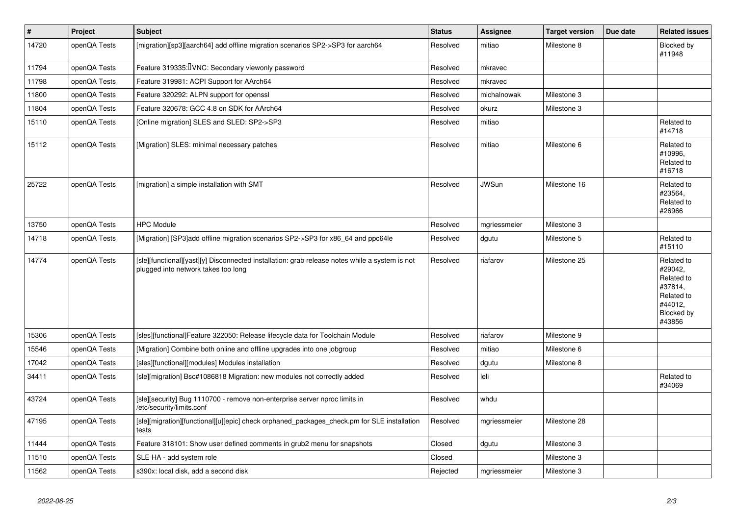| # | Project | Subject | Status | Assignee | Target version | Due date | Related issues |
|---|---|---|---|---|---|---|---|
| 14720 | openQA Tests | [migration][sp3][aarch64] add offline migration scenarios SP2->SP3 for aarch64 | Resolved | mitiao | Milestone 8 | | Blocked by #11948 |
| 11794 | openQA Tests | Feature 319335: VNC: Secondary viewonly password | Resolved | mkravec | | | |
| 11798 | openQA Tests | Feature 319981: ACPI Support for AArch64 | Resolved | mkravec | | | |
| 11800 | openQA Tests | Feature 320292: ALPN support for openssl | Resolved | michalnowak | Milestone 3 | | |
| 11804 | openQA Tests | Feature 320678: GCC 4.8 on SDK for AArch64 | Resolved | okurz | Milestone 3 | | |
| 15110 | openQA Tests | [Online migration] SLES and SLED: SP2->SP3 | Resolved | mitiao | | | Related to #14718 |
| 15112 | openQA Tests | [Migration] SLES: minimal necessary patches | Resolved | mitiao | Milestone 6 | | Related to #10996, Related to #16718 |
| 25722 | openQA Tests | [migration] a simple installation with SMT | Resolved | JWSun | Milestone 16 | | Related to #23564, Related to #26966 |
| 13750 | openQA Tests | HPC Module | Resolved | mgriessmeier | Milestone 3 | | |
| 14718 | openQA Tests | [Migration] [SP3]add offline migration scenarios SP2->SP3 for x86_64 and ppc64le | Resolved | dgutu | Milestone 5 | | Related to #15110 |
| 14774 | openQA Tests | [sle][functional][yast][y] Disconnected installation: grab release notes while a system is not plugged into network takes too long | Resolved | riafarov | Milestone 25 | | Related to #29042, Related to #37814, Related to #44012, Blocked by #43856 |
| 15306 | openQA Tests | [sles][functional]Feature 322050: Release lifecycle data for Toolchain Module | Resolved | riafarov | Milestone 9 | | |
| 15546 | openQA Tests | [Migration] Combine both online and offline upgrades into one jobgroup | Resolved | mitiao | Milestone 6 | | |
| 17042 | openQA Tests | [sles][functional][modules] Modules installation | Resolved | dgutu | Milestone 8 | | |
| 34411 | openQA Tests | [sle][migration] Bsc#1086818 Migration: new modules not correctly added | Resolved | leli | | | Related to #34069 |
| 43724 | openQA Tests | [sle][security] Bug 1110700 - remove non-enterprise server nproc limits in /etc/security/limits.conf | Resolved | whdu | | | |
| 47195 | openQA Tests | [sle][migration][functional][u][epic] check orphaned_packages_check.pm for SLE installation tests | Resolved | mgriessmeier | Milestone 28 | | |
| 11444 | openQA Tests | Feature 318101: Show user defined comments in grub2 menu for snapshots | Closed | dgutu | Milestone 3 | | |
| 11510 | openQA Tests | SLE HA - add system role | Closed | | Milestone 3 | | |
| 11562 | openQA Tests | s390x: local disk, add a second disk | Rejected | mgriessmeier | Milestone 3 | | |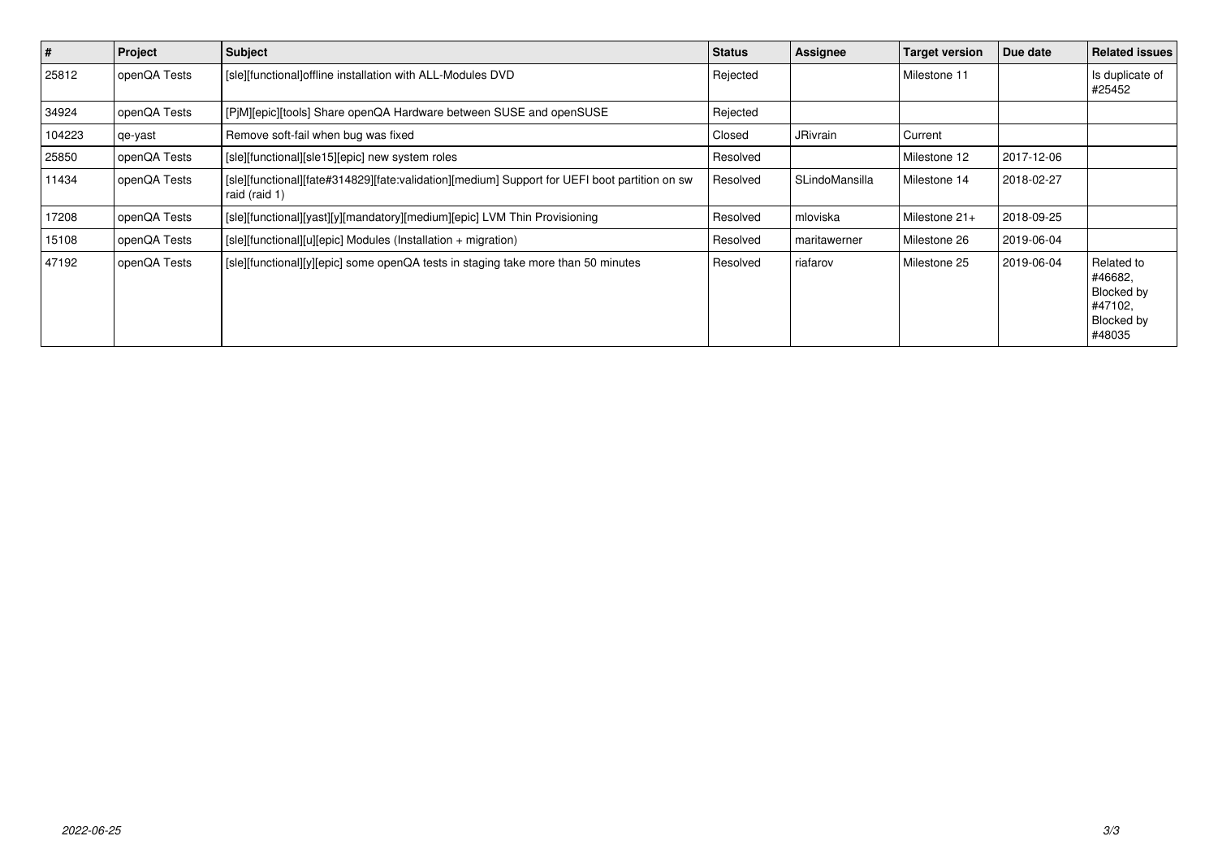| # | Project | Subject | Status | Assignee | Target version | Due date | Related issues |
|---|---|---|---|---|---|---|---|
| 25812 | openQA Tests | [sle][functional]offline installation with ALL-Modules DVD | Rejected | | Milestone 11 | | Is duplicate of #25452 |
| 34924 | openQA Tests | [PjM][epic][tools] Share openQA Hardware between SUSE and openSUSE | Rejected | | | | |
| 104223 | qe-yast | Remove soft-fail when bug was fixed | Closed | JRivrain | Current | | |
| 25850 | openQA Tests | [sle][functional][sle15][epic] new system roles | Resolved | | Milestone 12 | 2017-12-06 | |
| 11434 | openQA Tests | [sle][functional][fate#314829][fate:validation][medium] Support for UEFI boot partition on sw raid (raid 1) | Resolved | SLindoMansilla | Milestone 14 | 2018-02-27 | |
| 17208 | openQA Tests | [sle][functional][yast][y][mandatory][medium][epic] LVM Thin Provisioning | Resolved | mloviska | Milestone 21+ | 2018-09-25 | |
| 15108 | openQA Tests | [sle][functional][u][epic] Modules (Installation + migration) | Resolved | maritawerner | Milestone 26 | 2019-06-04 | |
| 47192 | openQA Tests | [sle][functional][y][epic] some openQA tests in staging take more than 50 minutes | Resolved | riafarov | Milestone 25 | 2019-06-04 | Related to #46682, Blocked by #47102, Blocked by #48035 |